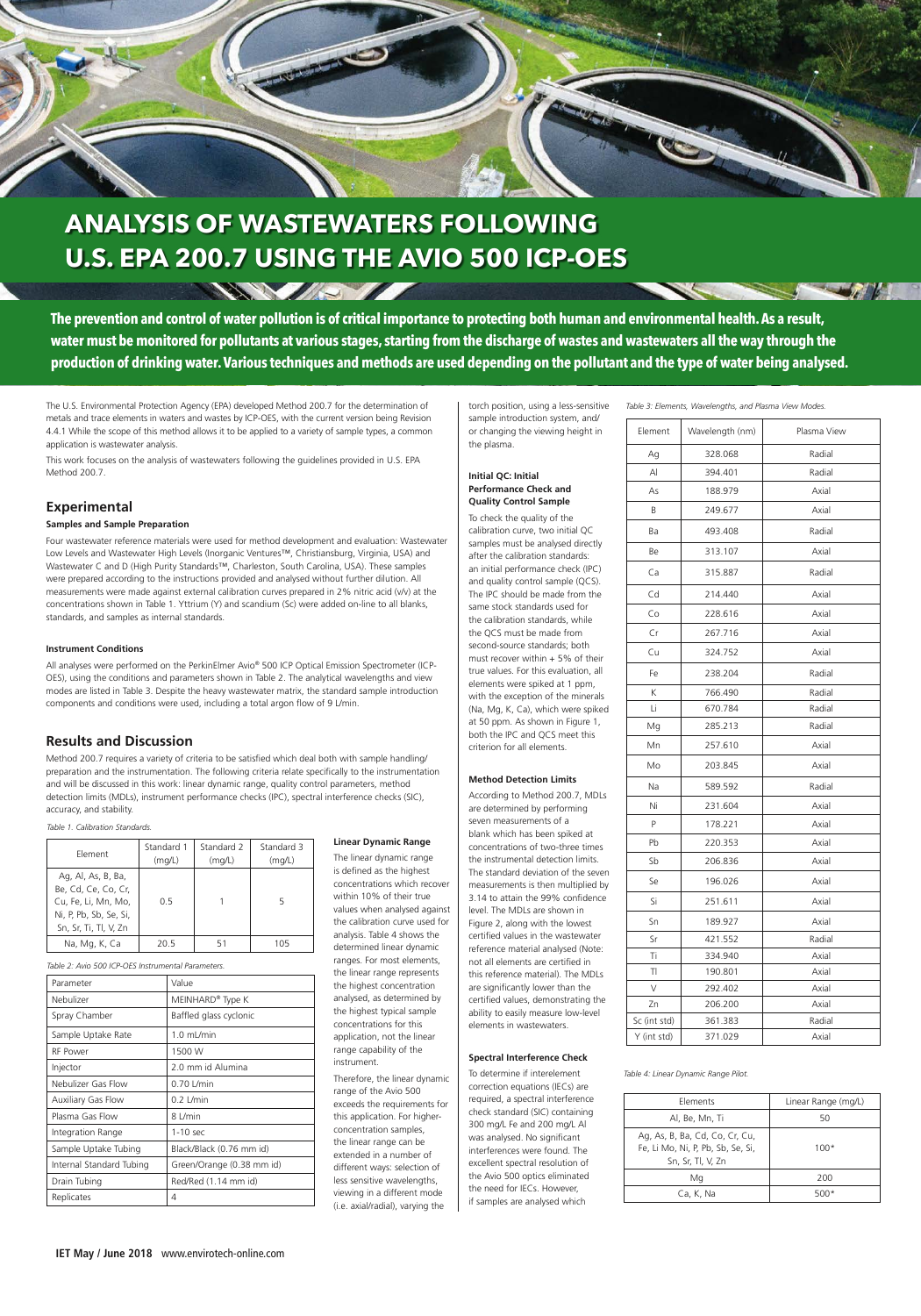# ANALYSIS OF WASTEWATERS FOLLOWING U.S. EPA 200.7 USING THE AVIO 500 ICP-OES

**The prevention and control of water pollution is of critical importance to protecting both human and environmental health. As a result, water must be monitored for pollutants at various stages, starting from the discharge of wastes and wastewaters all the way through the production of drinking water. Various techniques and methods are used depending on the pollutant and the type of water being analysed.**

The U.S. Environmental Protection Agency (EPA) developed Method 200.7 for the determination of metals and trace elements in waters and wastes by ICP-OES, with the current version being Revision 4.4.1 While the scope of this method allows it to be applied to a variety of sample types, a common application is wastewater analysis.

This work focuses on the analysis of wastewaters following the guidelines provided in U.S. EPA Method 200.7.

## Experimental

### Samples and Sample Preparation

Four wastewater reference materials were used for method development and evaluation: Wastewater Low Levels and Wastewater High Levels (Inorganic Ventures™, Christiansburg, Virginia, USA) and Wastewater C and D (High Purity Standards™, Charleston, South Carolina, USA). These samples were prepared according to the instructions provided and analysed without further dilution. All measurements were made against external calibration curves prepared in 2% nitric acid (v/v) at the concentrations shown in Table 1. Yttrium (Y) and scandium (Sc) were added on-line to all blanks, standards, and samples as internal standards.

### Instrument Conditions

All analyses were performed on the PerkinElmer Avio® 500 ICP Optical Emission Spectrometer (ICP-OES), using the conditions and parameters shown in Table 2. The analytical wavelengths and view modes are listed in Table 3. Despite the heavy wastewater matrix, the standard sample introduction components and conditions were used, including a total argon flow of 9 L/min.

## Results and Discussion

Method 200.7 requires a variety of criteria to be satisfied which deal both with sample handling/preparation and the instrumentation. The following criteria relate specifically to the instrumentation and will be discussed in this work: linear dynamic range, quality control parameters, method detection limits (MDLs), instrument performance checks (IPC), spectral interference checks (SIC), accuracy, and stability.

*Table 1. Calibration Standards.*

| Element | Standard 1 (mg/L) | Standard 2 (mg/L) | Standard 3 (mg/L) |
|---|---|---|---|
| Ag, Al, As, B, Ba, Be, Cd, Ce, Co, Cr, Cu, Fe, Li, Mn, Mo, Ni, P, Pb, Sb, Se, Si, Sn, Sr, Ti, Tl, V, Zn | 0.5 | 1 | 5 |
| Na, Mg, K, Ca | 20.5 | 51 | 105 |

*Table 2: Avio 500 ICP-OES Instrumental Parameters.*

| Parameter | Value |
|---|---|
| Nebulizer | MEINHARD® Type K |
| Spray Chamber | Baffled glass cyclonic |
| Sample Uptake Rate | 1.0 mL/min |
| RF Power | 1500 W |
| Injector | 2.0 mm id Alumina |
| Nebulizer Gas Flow | 0.70 L/min |
| Auxiliary Gas Flow | 0.2 L/min |
| Plasma Gas Flow | 8 L/min |
| Integration Range | 1-10 sec |
| Sample Uptake Tubing | Black/Black (0.76 mm id) |
| Internal Standard Tubing | Green/Orange (0.38 mm id) |
| Drain Tubing | Red/Red (1.14 mm id) |
| Replicates | 4 |

### Linear Dynamic Range

The linear dynamic range is defined as the highest concentrations which recover within 10% of their true values when analysed against the calibration curve used for analysis. Table 4 shows the determined linear dynamic ranges. For most elements, the linear range represents the highest concentration analysed, as determined by the highest typical sample concentrations for this application, not the linear range capability of the instrument.

Therefore, the linear dynamic range of the Avio 500 exceeds the requirements for this application. For higher-concentration samples, the linear range can be extended in a number of different ways: selection of less sensitive wavelengths, viewing in a different mode (i.e. axial/radial), varying the torch position, using a less-sensitive sample introduction system, and/or changing the viewing height in the plasma.

### Initial QC: Initial Performance Check and Quality Control Sample

To check the quality of the calibration curve, two initial QC samples must be analysed directly after the calibration standards: an initial performance check (IPC) and quality control sample (QCS). The IPC should be made from the same stock standards used for the calibration standards, while the QCS must be made from second-source standards; both must recover within + 5% of their true values. For this evaluation, all elements were spiked at 1 ppm, with the exception of the minerals (Na, Mg, K, Ca), which were spiked at 50 ppm. As shown in Figure 1, both the IPC and QCS meet this criterion for all elements.

### Method Detection Limits

According to Method 200.7, MDLs are determined by performing seven measurements of a blank which has been spiked at concentrations of two-three times the instrumental detection limits. The standard deviation of the seven measurements is then multiplied by 3.14 to attain the 99% confidence level. The MDLs are shown in Figure 2, along with the lowest certified values in the wastewater reference material analysed (Note: not all elements are certified in this reference material). The MDLs are significantly lower than the certified values, demonstrating the ability to easily measure low-level elements in wastewaters.

### Spectral Interference Check

To determine if interelement correction equations (IECs) are required, a spectral interference check standard (SIC) containing 300 mg/L Fe and 200 mg/L Al was analysed. No significant interferences were found. The excellent spectral resolution of the Avio 500 optics eliminated the need for IECs. However, if samples are analysed which

*Table 3: Elements, Wavelengths, and Plasma View Modes.*

| Element | Wavelength (nm) | Plasma View |
|---|---|---|
| Ag | 328.068 | Radial |
| Al | 394.401 | Radial |
| As | 188.979 | Axial |
| B | 249.677 | Axial |
| Ba | 493.408 | Radial |
| Be | 313.107 | Axial |
| Ca | 315.887 | Radial |
| Cd | 214.440 | Axial |
| Co | 228.616 | Axial |
| Cr | 267.716 | Axial |
| Cu | 324.752 | Axial |
| Fe | 238.204 | Radial |
| K | 766.490 | Radial |
| Li | 670.784 | Radial |
| Mg | 285.213 | Radial |
| Mn | 257.610 | Axial |
| Mo | 203.845 | Axial |
| Na | 589.592 | Radial |
| Ni | 231.604 | Axial |
| P | 178.221 | Axial |
| Pb | 220.353 | Axial |
| Sb | 206.836 | Axial |
| Se | 196.026 | Axial |
| Si | 251.611 | Axial |
| Sn | 189.927 | Axial |
| Sr | 421.552 | Radial |
| Ti | 334.940 | Axial |
| Tl | 190.801 | Axial |
| V | 292.402 | Axial |
| Zn | 206.200 | Axial |
| Sc (int std) | 361.383 | Radial |
| Y (int std) | 371.029 | Axial |

*Table 4: Linear Dynamic Range Pilot.*

| Elements | Linear Range (mg/L) |
|---|---|
| Al, Be, Mn, Ti | 50 |
| Ag, As, B, Ba, Cd, Co, Cr, Cu, Fe, Li Mo, Ni, P, Pb, Sb, Se, Si, Sn, Sr, Tl, V, Zn | 100* |
| Mg | 200 |
| Ca, K, Na | 500* |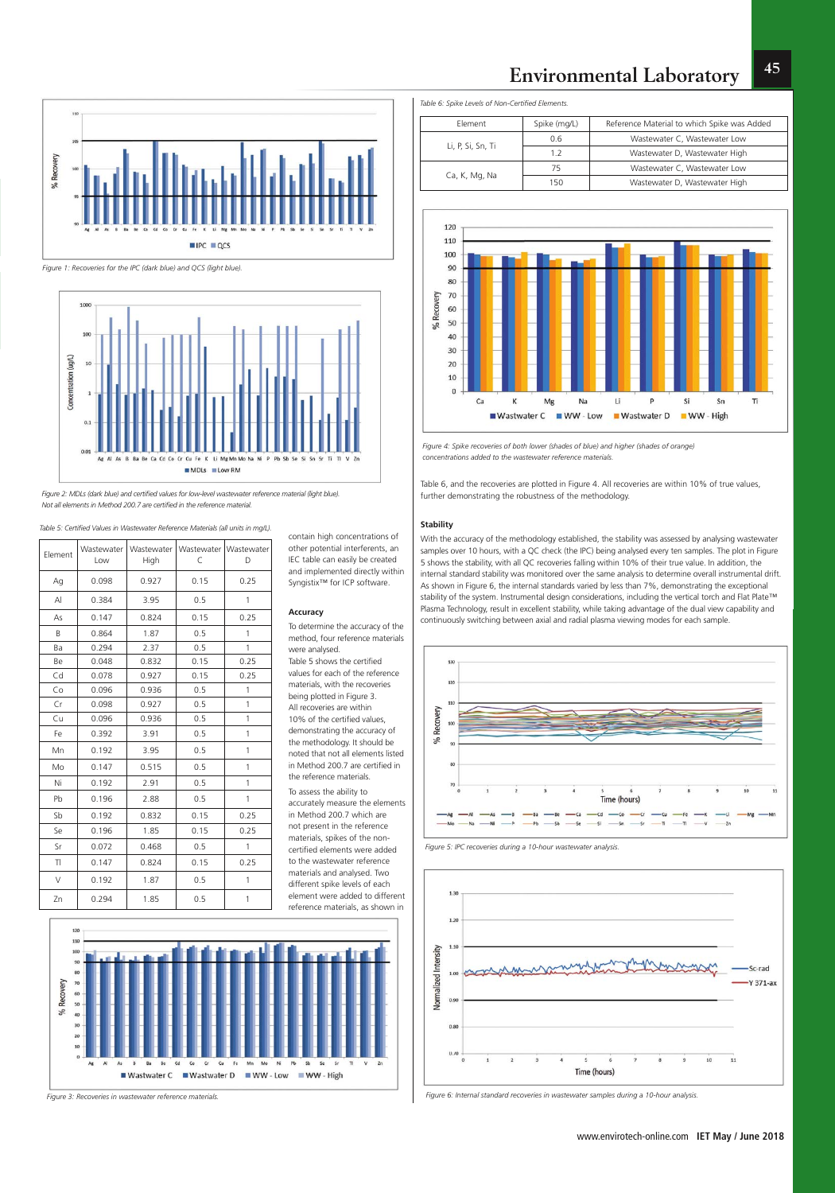Figure 1: Recoveries for the IPC (dark blue) and QCS (light blue).

Figure 2: MDLs (dark blue) and certified values for low-level wastewater reference material (light blue). Not all elements in Method 200.7 are certified in the reference material.

Table 5: Certified Values in Wastewater Reference Materials (all units in mg/L).

| Element | Wastewater Low | Wastewater High | Wastewater C | Wastewater D |
|---|---|---|---|---|
| Ag | 0.098 | 0.927 | 0.15 | 0.25 |
| Al | 0.384 | 3.95 | 0.5 | 1 |
| As | 0.147 | 0.824 | 0.15 | 0.25 |
| B | 0.864 | 1.87 | 0.5 | 1 |
| Ba | 0.294 | 2.37 | 0.5 | 1 |
| Be | 0.048 | 0.832 | 0.15 | 0.25 |
| Cd | 0.078 | 0.927 | 0.15 | 0.25 |
| Co | 0.096 | 0.936 | 0.5 | 1 |
| Cr | 0.098 | 0.927 | 0.5 | 1 |
| Cu | 0.096 | 0.936 | 0.5 | 1 |
| Fe | 0.392 | 3.91 | 0.5 | 1 |
| Mn | 0.192 | 3.95 | 0.5 | 1 |
| Mo | 0.147 | 0.515 | 0.5 | 1 |
| Ni | 0.192 | 2.91 | 0.5 | 1 |
| Pb | 0.196 | 2.88 | 0.5 | 1 |
| Sb | 0.192 | 0.832 | 0.15 | 0.25 |
| Se | 0.196 | 1.85 | 0.15 | 0.25 |
| Sr | 0.072 | 0.468 | 0.5 | 1 |
| Tl | 0.147 | 0.824 | 0.15 | 0.25 |
| V | 0.192 | 1.87 | 0.5 | 1 |
| Zn | 0.294 | 1.85 | 0.5 | 1 |

Figure 3: Recoveries in wastewater reference materials.

contain high concentrations of other potential interferents, an IEC table can easily be created and implemented directly within Syngistix™ for ICP software.

### Accuracy

To determine the accuracy of the method, four reference materials were analysed. Table 5 shows the certified values for each of the reference materials, with the recoveries being plotted in Figure 3. All recoveries are within 10% of the certified values, demonstrating the accuracy of the methodology. It should be noted that not all elements listed in Method 200.7 are certified in the reference materials.

To assess the ability to accurately measure the elements in Method 200.7 which are not present in the reference materials, spikes of the non-certified elements were added to the wastewater reference materials and analysed. Two different spike levels of each element were added to different reference materials, as shown in Table 6, and the recoveries are plotted in Figure 4. All recoveries are within 10% of true values, further demonstrating the robustness of the methodology.

Table 6: Spike Levels of Non-Certified Elements.

| Element | Spike (mg/L) | Reference Material to which Spike was Added |
|---|---|---|
| Li, P, Si, Sn, Ti | 0.6 | Wastewater C, Wastewater Low |
| | 1.2 | Wastewater D, Wastewater High |
| Ca, K, Mg, Na | 75 | Wastewater C, Wastewater Low |
| | 150 | Wastewater D, Wastewater High |

Figure 4: Spike recoveries of both lower (shades of blue) and higher (shades of orange) concentrations added to the wastewater reference materials.

### Stability

With the accuracy of the methodology established, the stability was assessed by analysing wastewater samples over 10 hours, with a QC check (the IPC) being analysed every ten samples. The plot in Figure 5 shows the stability, with all QC recoveries falling within 10% of their true value. In addition, the internal standard stability was monitored over the same analysis to determine overall instrumental drift. As shown in Figure 6, the internal standards varied by less than 7%, demonstrating the exceptional stability of the system. Instrumental design considerations, including the vertical torch and Flat Plate™ Plasma Technology, result in excellent stability, while taking advantage of the dual view capability and continuously switching between axial and radial plasma viewing modes for each sample.

Figure 5: IPC recoveries during a 10-hour wastewater analysis.

Figure 6: Internal standard recoveries in wastewater samples during a 10-hour analysis.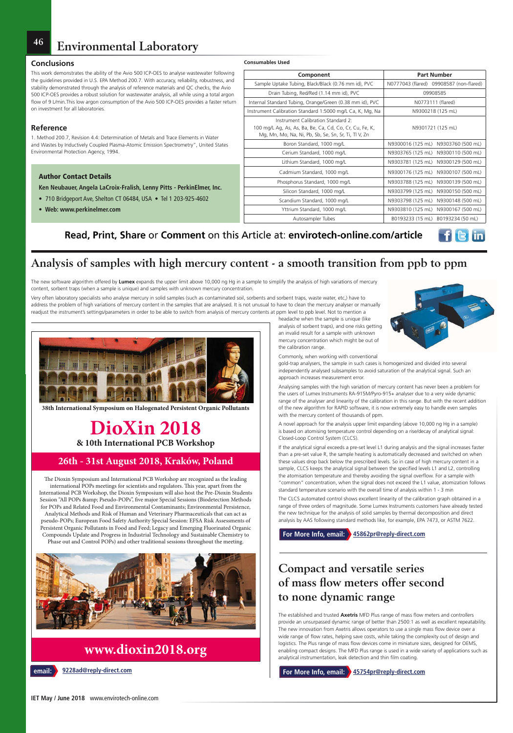## Conclusions

This work demonstrates the ability of the Avio 500 ICP-OES to analyse wastewater following the guidelines provided in U.S. EPA Method 200.7. With accuracy, reliability, robustness, and stability demonstrated through the analysis of reference materials and QC checks, the Avio 500 ICP-OES provides a robust solution for wastewater analysis, all while using a total argon flow of 9 L/min.This low argon consumption of the Avio 500 ICP-OES provides a faster return on investment for all laboratories.

## Reference

1. Method 200.7, Revision 4.4: Determination of Metals and Trace Elements in Water and Wastes by Inductively Coupled Plasma-Atomic Emission Spectrometry", United States Environmental Protection Agency, 1994.

### Author Contact Details

**Ken Neubauer, Angela LaCroix-Fralish, Lenny Pitts - PerkinElmer, Inc.**

- 710 Bridgeport Ave, Shelton CT 06484, USA • Tel 1 203-925-4602
- Web: www.perkinelmer.com

**Consumables Used**

| Component | Part Number |
|---|---|
| Sample Uptake Tubing, Black/Black (0.76 mm id), PVC | N0777043 (flared) 09908587 (non-flared) |
| Drain Tubing, Red/Red (1.14 mm id), PVC | 09908585 |
| Internal Standard Tubing, Orange/Green (0.38 mm id), PVC | N0773111 (flared) |
| Instrument Calibration Standard 1:5000 mg/L Ca, K, Mg, Na | N9300218 (125 mL) |
| Instrument Calibration Standard 2: 100 mg/L Ag, As, As, Ba, Be, Ca, Cd, Co, Cr, Cu, Fe, K, Mg, Mn, Mo, Na, Ni, Pb, Sb, Se, Sn, Sr, Ti, Tl V, Zn | N9301721 (125 mL) |
| Boron Standard, 1000 mg/L | N9300016 (125 mL) N9303760 (500 mL) |
| Cerium Standard, 1000 mg/L | N9303765 (125 mL) N9300110 (500 mL) |
| Lithium Standard, 1000 mg/L | N9303781 (125 mL) N9300129 (500 mL) |
| Cadmium Standard, 1000 mg/L | N9300176 (125 mL) N9300107 (500 mL) |
| Phosphorus Standard, 1000 mg/L | N9303788 (125 mL) N9300139 (500 mL) |
| Silicon Standard, 1000 mg/L | N9303799 (125 mL) N9300150 (500 mL) |
| Scandium Standard, 1000 mg/L | N9303798 (125 mL) N9300148 (500 mL) |
| Yttrium Standard, 1000 mg/L | N9303810 (125 mL) N9300167 (500 mL) |
| Autosampler Tubes | B0193233 (15 mL) B0193234 (50 mL) |

**Read, Print, Share** or **Comment** on this Article at: **envirotech-online.com/article**

# Analysis of samples with high mercury content - a smooth transition from ppb to ppm

The new software algorithm offered by **Lumex** expands the upper limit above 10,000 ng Hg in a sample to simplify the analysis of high variations of mercury content, sorbent traps (when a sample is unique) and samples with unknown mercury concentration.

Very often laboratory specialists who analyse mercury in solid samples (such as contaminated soil, sorbents and sorbent traps, waste water, etc,) have to address the problem of high variations of mercury content in the samples that are analysed. It is not unusual to have to clean the mercury analyser or manually readjust the instrument's settings/parameters in order to be able to switch from analysis of mercury contents at ppm level to ppb level. Not to mention a headache when the sample is unique (like analysis of sorbent traps), and one risks getting an invalid result for a sample with unknown mercury concentration which might be out of the calibration range.

Commonly, when working with conventional gold-trap analysers, the sample in such cases is homogenized and divided into several independently analysed subsamples to avoid saturation of the analytical signal. Such an approach increases measurement error.

Analysing samples with the high variation of mercury content has never been a problem for the users of Lumex Instruments RA-915M/Pyro-915+ analyser due to a very wide dynamic range of the analyser and linearity of the calibration in this range. But with the recent addition of the new algorithm for RAPID software, it is now extremely easy to handle even samples with the mercury content of thousands of ppm.

A novel approach for the analysis upper limit expanding (above 10,000 ng Hg in a sample) is based on atomising temperature control depending on a rise/decay of analytical signal: Closed-Loop Control System (CLCS).

If the analytical signal exceeds a pre-set level L1 during analysis and the signal increases faster than a pre-set value R, the sample heating is automatically decreased and switched on when these values drop back below the prescribed levels. So in case of high mercury content in a sample, CLCS keeps the analytical signal between the specified levels L1 and L2, controlling the atomisation temperature and thereby avoiding the signal overflow. For a sample with "common" concentration, when the signal does not exceed the L1 value, atomization follows standard temperature scenario with the overall time of analysis within 1 - 3 min

The CLCS automated control shows excellent linearity of the calibration graph obtained in a range of three orders of magnitude. Some Lumex Instruments customers have already tested the new technique for the analysis of solid samples by thermal decomposition and direct analysis by AAS following standard methods like, for example, EPA 7473, or ASTM 7622.

**For More Info, email:** 45862pr@reply-direct.com

38th International Symposium on Halogenated Persistent Organic Pollutants

# DioXin 2018

**& 10th International PCB Workshop**

**26th - 31st August 2018, Kraków, Poland**

The Dioxin Symposium and International PCB Workshop are recognized as the leading international POPs meetings for scientists and regulators. This year, apart from the International PCB Workshop, the Dioxin Symposium will also host the Pre-Dioxin Students Session "All POPs &amp; Pseudo-POPs", five major Special Sessions (Biodetection Methods for POPs and Related Food and Environmental Contaminants; Environmental Persistence, Analytical Methods and Risk of Human and Veterinary Pharmaceuticals that can act as pseudo-POPs; European Food Safety Authority Special Session: EFSA Risk Assessments of Persistent Organic Pollutants in Food and Feed; Legacy and Emerging Fluorinated Organic Compounds Update and Progress in Industrial Technology and Sustainable Chemistry to Phase out and Control POPs) and other traditional sessions throughout the meeting.

**www.dioxin2018.org**

**email:** 9228ad@reply-direct.com

# Compact and versatile series of mass flow meters offer second to none dynamic range

The established and trusted **Axetris** MFD Plus range of mass flow meters and controllers provide an unsurpassed dynamic range of better than 2500:1 as well as excellent repeatability. The new innovation from Axetris allows operators to use a single mass flow device over a wide range of flow rates, helping save costs, while taking the complexity out of design and logistics. The Plus range of mass flow devices come in miniature sizes, designed for OEMS, enabling compact designs. The MFD Plus range is used in a wide variety of applications such as analytical instrumentation, leak detection and thin film coating.

**For More Info, email:** 45754pr@reply-direct.com